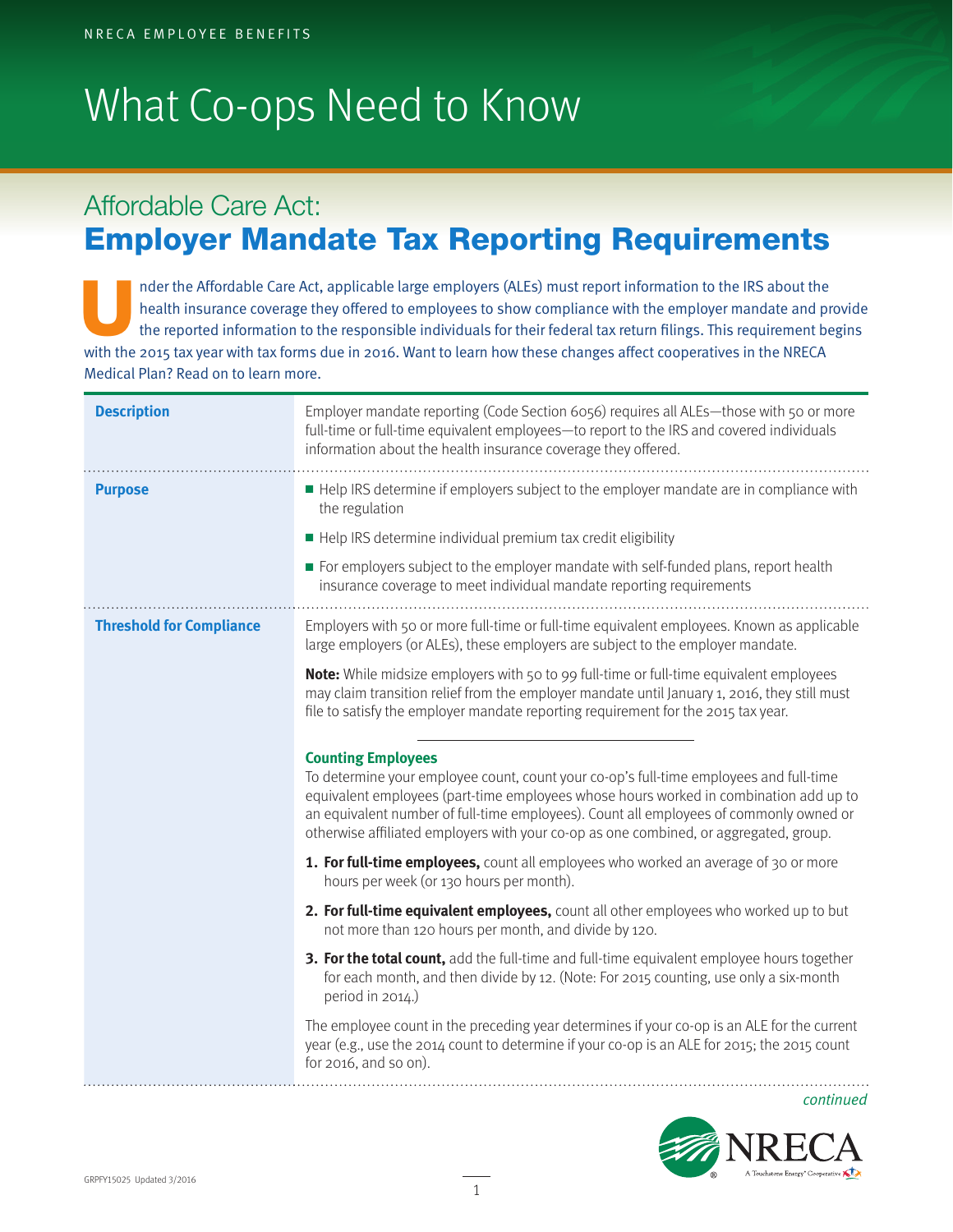NRECA EMPLOYEE BENEFITS

# What Co-ops Need to Know

## Affordable Care Act: **Employer Mandate Tax Reporting Requirements**

Under the Affordable Care Act, applicable large employers (ALEs) must report information to the IRS about the health insurance coverage they offered to employees to show compliance with the employer mandate and provide the reported information to the responsible individuals for their federal tax return filings. This requirement begins with the 2015 tax year with tax forms due in 2016. Want to learn how these changes affect cooperatives in the NRECA Medical Plan? Read on to learn more.

### Description

Employer mandate reporting (Code Section 6056) requires all ALEs—those with 50 or more full-time or full-time equivalent employees—to report to the IRS and covered individuals information about the health insurance coverage they offered.

### Purpose

- Help IRS determine if employers subject to the employer mandate are in compliance with the regulation
- Help IRS determine individual premium tax credit eligibility
- For employers subject to the employer mandate with self-funded plans, report health insurance coverage to meet individual mandate reporting requirements

### Threshold for Compliance

Employers with 50 or more full-time or full-time equivalent employees. Known as applicable large employers (or ALEs), these employers are subject to the employer mandate.

**Note:** While midsize employers with 50 to 99 full-time or full-time equivalent employees may claim transition relief from the employer mandate until January 1, 2016, they still must file to satisfy the employer mandate reporting requirement for the 2015 tax year.

#### Counting Employees

To determine your employee count, count your co-op's full-time employees and full-time equivalent employees (part-time employees whose hours worked in combination add up to an equivalent number of full-time employees). Count all employees of commonly owned or otherwise affiliated employers with your co-op as one combined, or aggregated, group.

1. **For full-time employees,** count all employees who worked an average of 30 or more hours per week (or 130 hours per month).
2. **For full-time equivalent employees,** count all other employees who worked up to but not more than 120 hours per month, and divide by 120.
3. **For the total count,** add the full-time and full-time equivalent employee hours together for each month, and then divide by 12. (Note: For 2015 counting, use only a six-month period in 2014.)

The employee count in the preceding year determines if your co-op is an ALE for the current year (e.g., use the 2014 count to determine if your co-op is an ALE for 2015; the 2015 count for 2016, and so on).

*continued*

GRPFY15025 Updated 3/2016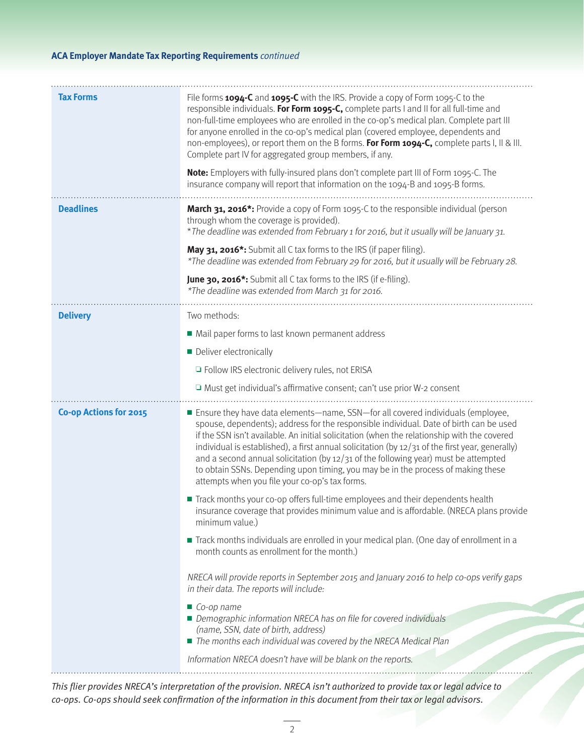**ACA Employer Mandate Tax Reporting Requirements** *continued*

### Tax Forms

File forms **1094-C** and **1095-C** with the IRS. Provide a copy of Form 1095-C to the responsible individuals. **For Form 1095-C,** complete parts I and II for all full-time and non-full-time employees who are enrolled in the co-op's medical plan. Complete part III for anyone enrolled in the co-op's medical plan (covered employee, dependents and non-employees), or report them on the B forms. **For Form 1094-C,** complete parts I, II & III. Complete part IV for aggregated group members, if any.

**Note:** Employers with fully-insured plans don't complete part III of Form 1095-C. The insurance company will report that information on the 1094-B and 1095-B forms.

### Deadlines

**March 31, 2016*:** Provide a copy of Form 1095-C to the responsible individual (person through whom the coverage is provided).
*\*The deadline was extended from February 1 for 2016, but it usually will be January 31.*

**May 31, 2016*:** Submit all C tax forms to the IRS (if paper filing).
*\*The deadline was extended from February 29 for 2016, but it usually will be February 28.*

**June 30, 2016*:** Submit all C tax forms to the IRS (if e-filing).
*\*The deadline was extended from March 31 for 2016.*

### Delivery

Two methods:

- Mail paper forms to last known permanent address
- Deliver electronically
  - Follow IRS electronic delivery rules, not ERISA
  - Must get individual's affirmative consent; can't use prior W-2 consent

### Co-op Actions for 2015

- Ensure they have data elements—name, SSN—for all covered individuals (employee, spouse, dependents); address for the responsible individual. Date of birth can be used if the SSN isn't available. An initial solicitation (when the relationship with the covered individual is established), a first annual solicitation (by 12/31 of the first year, generally) and a second annual solicitation (by 12/31 of the following year) must be attempted to obtain SSNs. Depending upon timing, you may be in the process of making these attempts when you file your co-op's tax forms.
- Track months your co-op offers full-time employees and their dependents health insurance coverage that provides minimum value and is affordable. (NRECA plans provide minimum value.)
- Track months individuals are enrolled in your medical plan. (One day of enrollment in a month counts as enrollment for the month.)

*NRECA will provide reports in September 2015 and January 2016 to help co-ops verify gaps in their data. The reports will include:*

- *Co-op name*
- *Demographic information NRECA has on file for covered individuals (name, SSN, date of birth, address)*
- *The months each individual was covered by the NRECA Medical Plan*

*Information NRECA doesn't have will be blank on the reports.*

*This flier provides NRECA's interpretation of the provision. NRECA isn't authorized to provide tax or legal advice to co-ops. Co-ops should seek confirmation of the information in this document from their tax or legal advisors.*